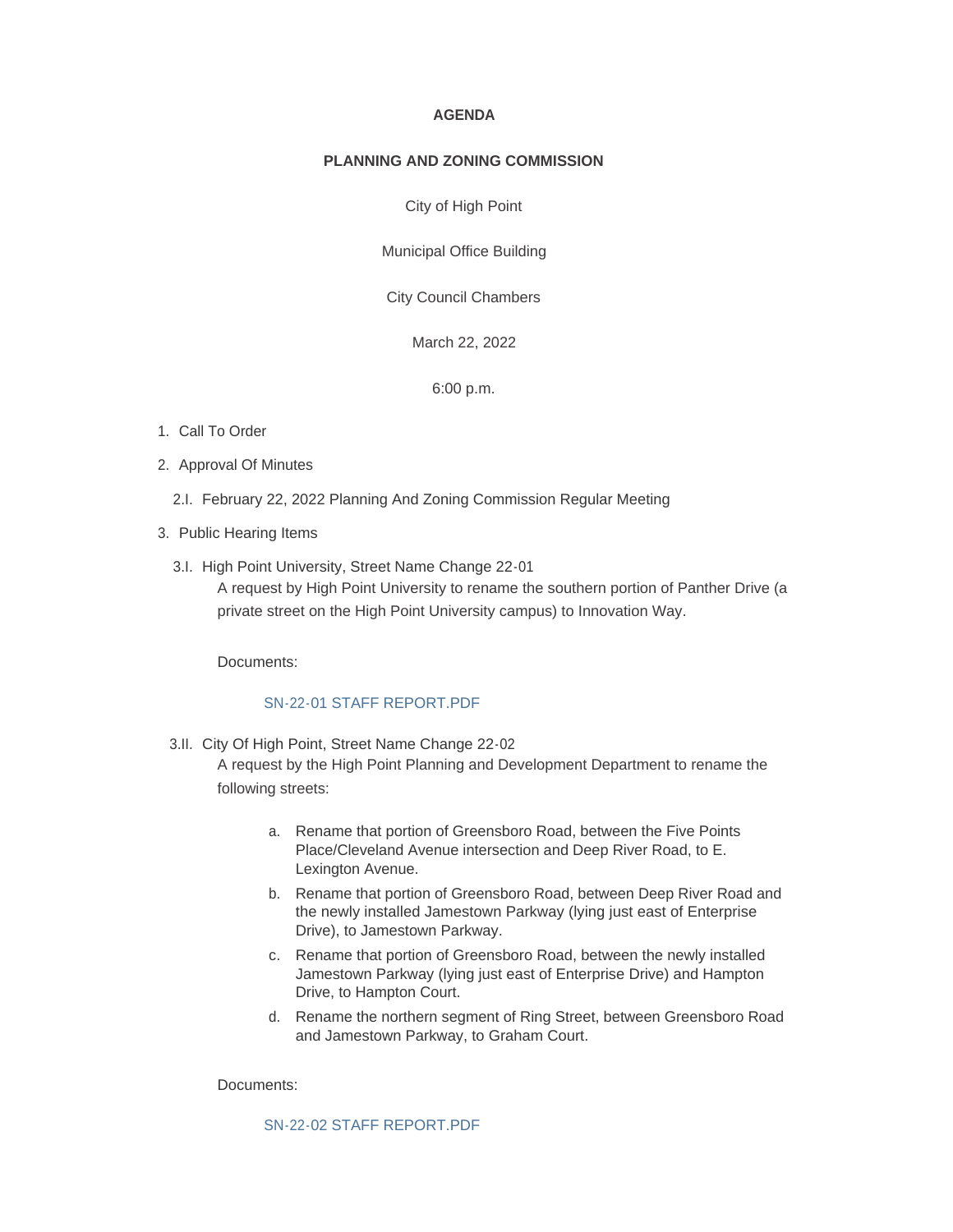**AGENDA**

**PLANNING AND ZONING COMMISSION**

City of High Point

Municipal Office Building

City Council Chambers

March 22, 2022

6:00 p.m.

1. Call To Order
2. Approval Of Minutes

   2.I. February 22, 2022 Planning And Zoning Commission Regular Meeting

3. Public Hearing Items

   3.I. High Point University, Street Name Change 22-01

   A request by High Point University to rename the southern portion of Panther Drive (a private street on the High Point University campus) to Innovation Way.

   Documents:

   SN-22-01 STAFF REPORT.PDF

   3.II. City Of High Point, Street Name Change 22-02

   A request by the High Point Planning and Development Department to rename the following streets:

   a. Rename that portion of Greensboro Road, between the Five Points Place/Cleveland Avenue intersection and Deep River Road, to E. Lexington Avenue.
   b. Rename that portion of Greensboro Road, between Deep River Road and the newly installed Jamestown Parkway (lying just east of Enterprise Drive), to Jamestown Parkway.
   c. Rename that portion of Greensboro Road, between the newly installed Jamestown Parkway (lying just east of Enterprise Drive) and Hampton Drive, to Hampton Court.
   d. Rename the northern segment of Ring Street, between Greensboro Road and Jamestown Parkway, to Graham Court.

   Documents:

   SN-22-02 STAFF REPORT.PDF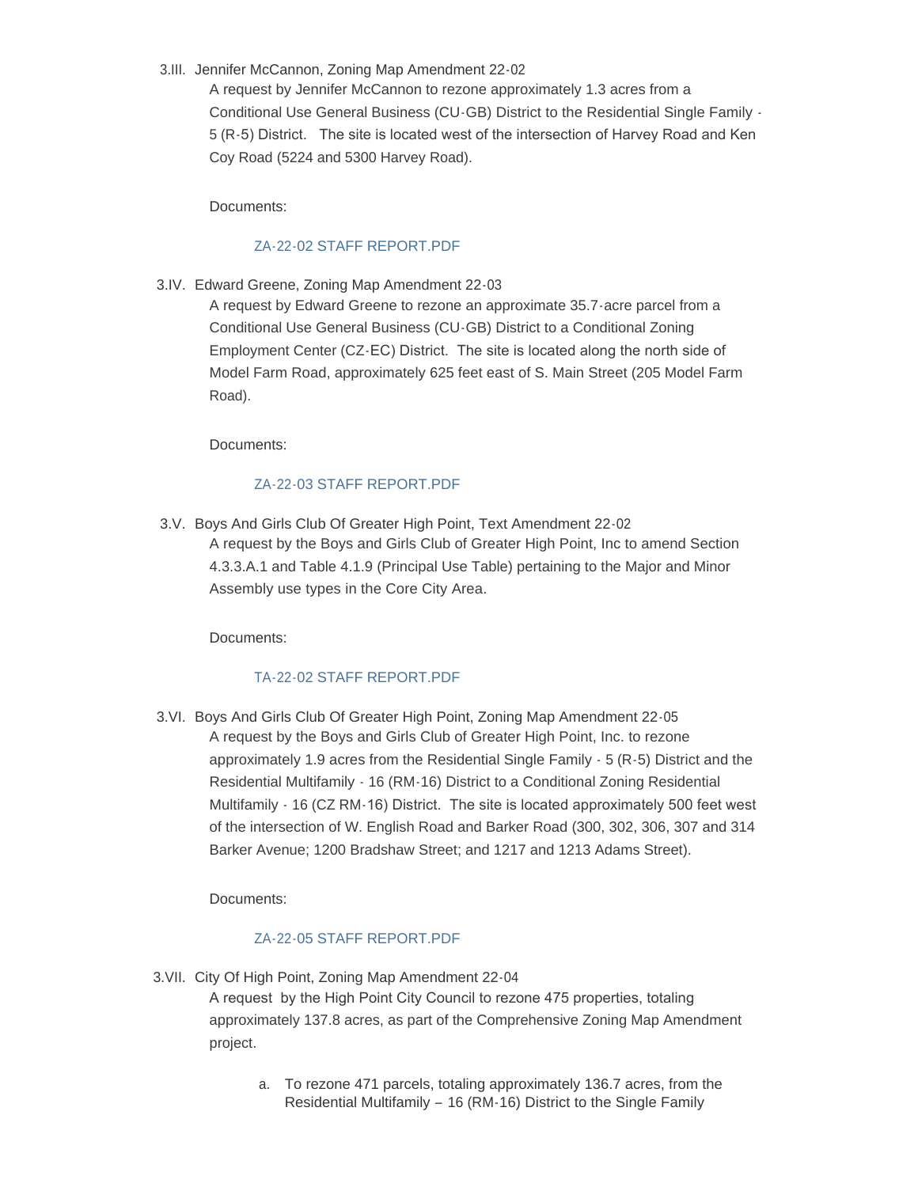3.III. Jennifer McCannon, Zoning Map Amendment 22-02

A request by Jennifer McCannon to rezone approximately 1.3 acres from a Conditional Use General Business (CU-GB) District to the Residential Single Family - 5 (R-5) District. The site is located west of the intersection of Harvey Road and Ken Coy Road (5224 and 5300 Harvey Road).

Documents:

ZA-22-02 STAFF REPORT.PDF

3.IV. Edward Greene, Zoning Map Amendment 22-03

A request by Edward Greene to rezone an approximate 35.7-acre parcel from a Conditional Use General Business (CU-GB) District to a Conditional Zoning Employment Center (CZ-EC) District. The site is located along the north side of Model Farm Road, approximately 625 feet east of S. Main Street (205 Model Farm Road).

Documents:

ZA-22-03 STAFF REPORT.PDF

3.V. Boys And Girls Club Of Greater High Point, Text Amendment 22-02

A request by the Boys and Girls Club of Greater High Point, Inc to amend Section 4.3.3.A.1 and Table 4.1.9 (Principal Use Table) pertaining to the Major and Minor Assembly use types in the Core City Area.

Documents:

TA-22-02 STAFF REPORT.PDF

3.VI. Boys And Girls Club Of Greater High Point, Zoning Map Amendment 22-05

A request by the Boys and Girls Club of Greater High Point, Inc. to rezone approximately 1.9 acres from the Residential Single Family - 5 (R-5) District and the Residential Multifamily - 16 (RM-16) District to a Conditional Zoning Residential Multifamily - 16 (CZ RM-16) District. The site is located approximately 500 feet west of the intersection of W. English Road and Barker Road (300, 302, 306, 307 and 314 Barker Avenue; 1200 Bradshaw Street; and 1217 and 1213 Adams Street).

Documents:

ZA-22-05 STAFF REPORT.PDF

3.VII. City Of High Point, Zoning Map Amendment 22-04

A request by the High Point City Council to rezone 475 properties, totaling approximately 137.8 acres, as part of the Comprehensive Zoning Map Amendment project.

a. To rezone 471 parcels, totaling approximately 136.7 acres, from the Residential Multifamily – 16 (RM-16) District to the Single Family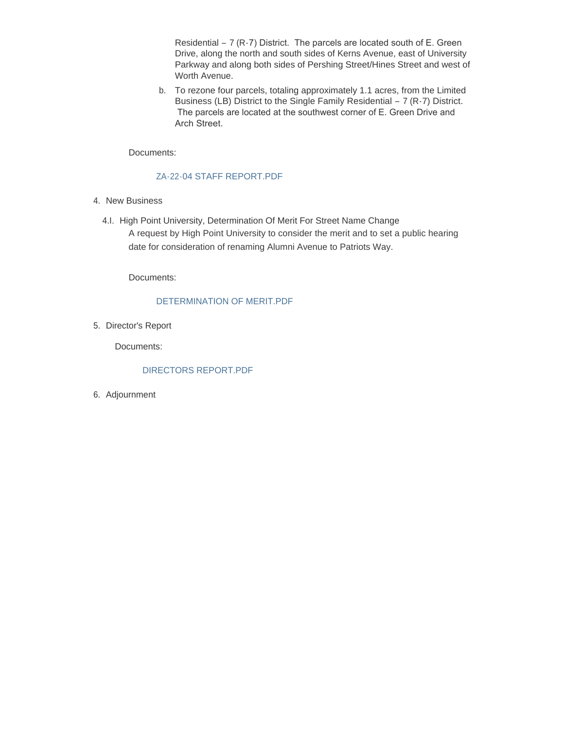Residential – 7 (R-7) District. The parcels are located south of E. Green Drive, along the north and south sides of Kerns Avenue, east of University Parkway and along both sides of Pershing Street/Hines Street and west of Worth Avenue.

b. To rezone four parcels, totaling approximately 1.1 acres, from the Limited Business (LB) District to the Single Family Residential – 7 (R-7) District. The parcels are located at the southwest corner of E. Green Drive and Arch Street.

Documents:

ZA-22-04 STAFF REPORT.PDF

4. New Business

4.I. High Point University, Determination Of Merit For Street Name Change

A request by High Point University to consider the merit and to set a public hearing date for consideration of renaming Alumni Avenue to Patriots Way.

Documents:

DETERMINATION OF MERIT.PDF

5. Director's Report

Documents:

DIRECTORS REPORT.PDF

6. Adjournment